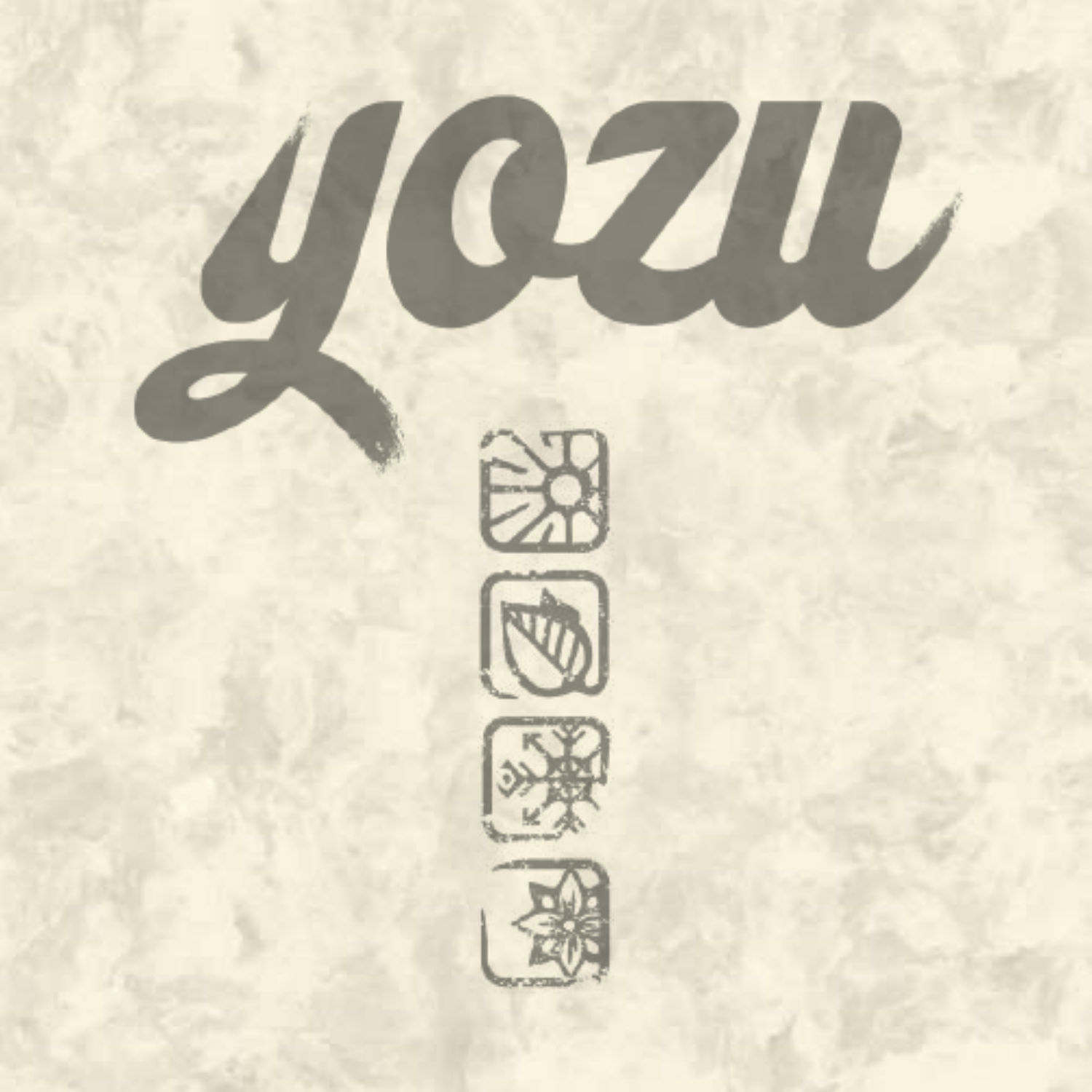# yozu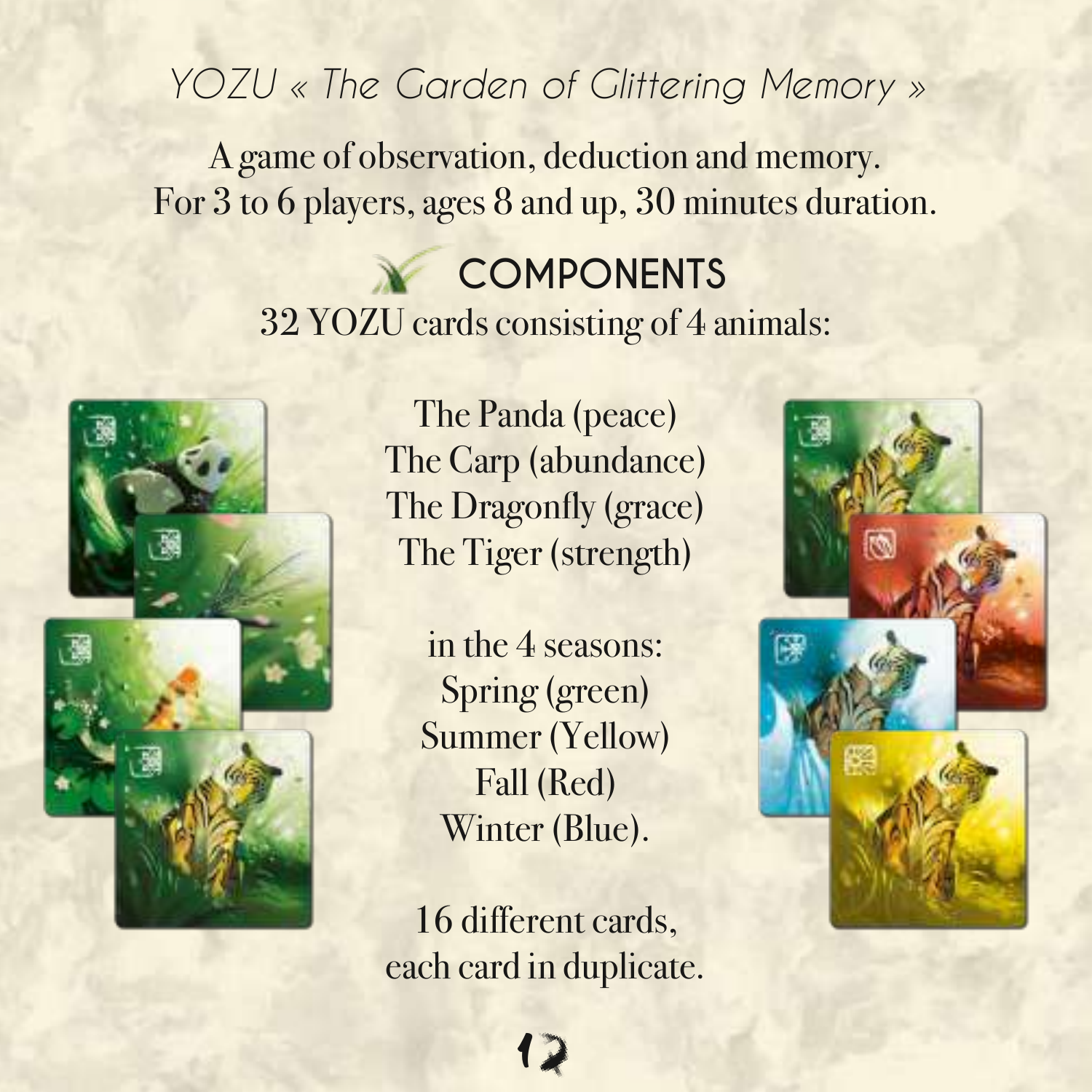*YOZU « The Garden of Glittering Memory »*

A game of observation, deduction and memory.
For 3 to 6 players, ages 8 and up, 30 minutes duration.

## COMPONENTS

32 YOZU cards consisting of 4 animals:

The Panda (peace)
The Carp (abundance)
The Dragonfly (grace)
The Tiger (strength)

in the 4 seasons:
Spring (green)
Summer (Yellow)
Fall (Red)
Winter (Blue).

16 different cards,
each card in duplicate.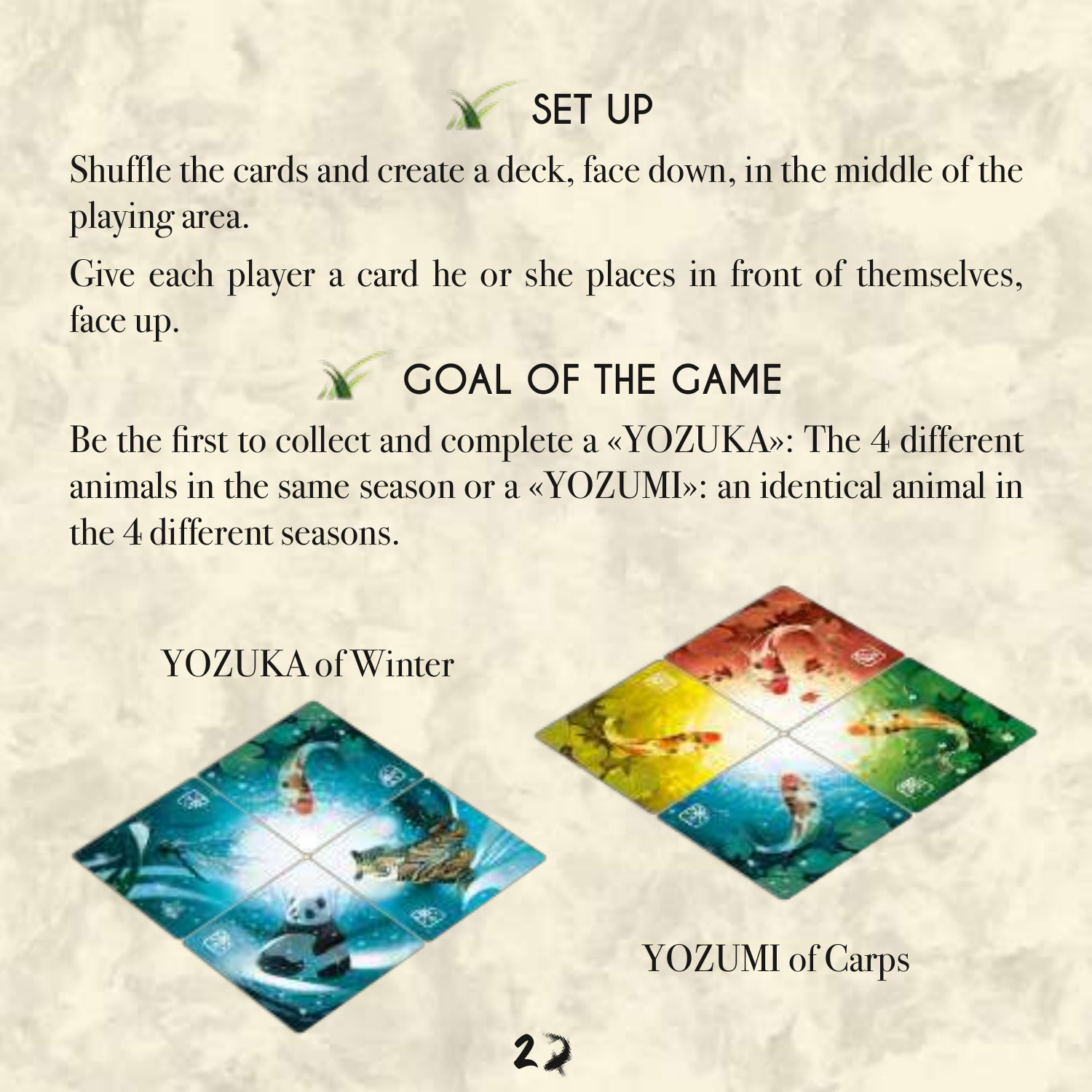## SET UP

Shuffle the cards and create a deck, face down, in the middle of the playing area.

Give each player a card he or she places in front of themselves, face up.

## GOAL OF THE GAME

Be the first to collect and complete a «YOZUKA»: The 4 different animals in the same season or a «YOZUMI»: an identical animal in the 4 different seasons.

YOZUKA of Winter

YOZUMI of Carps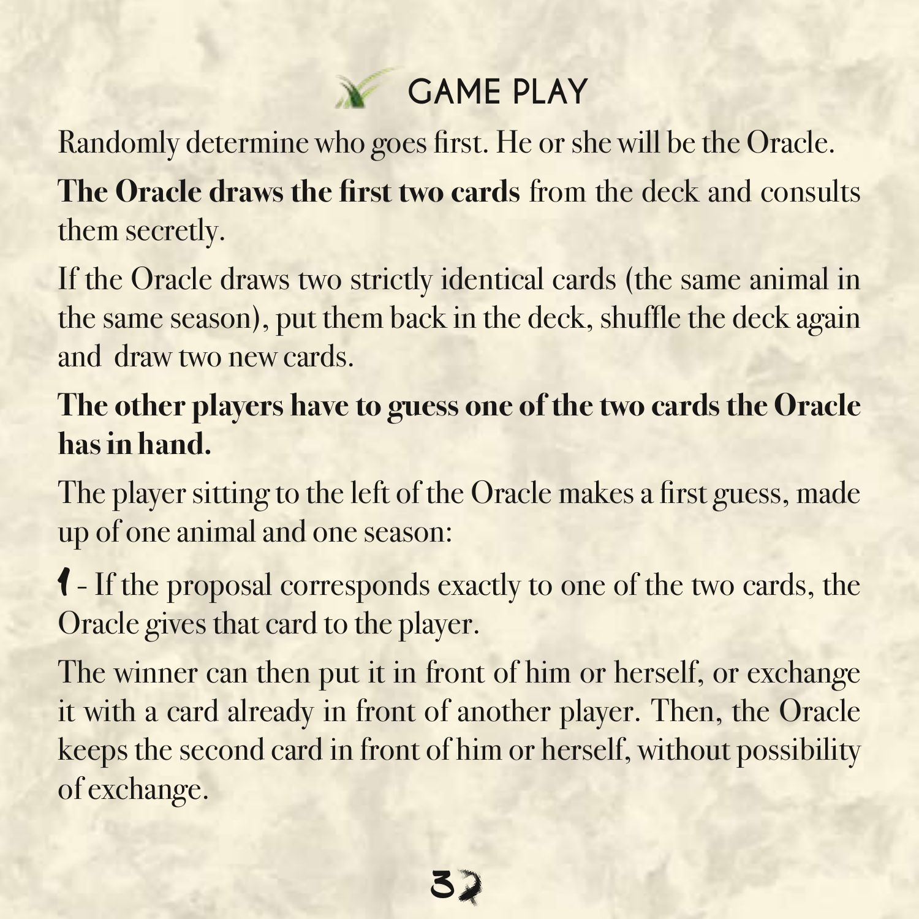## GAME PLAY

Randomly determine who goes first. He or she will be the Oracle.

**The Oracle draws the first two cards** from the deck and consults them secretly.

If the Oracle draws two strictly identical cards (the same animal in the same season), put them back in the deck, shuffle the deck again and draw two new cards.

**The other players have to guess one of the two cards the Oracle has in hand.**

The player sitting to the left of the Oracle makes a first guess, made up of one animal and one season:

1 - If the proposal corresponds exactly to one of the two cards, the Oracle gives that card to the player.

The winner can then put it in front of him or herself, or exchange it with a card already in front of another player. Then, the Oracle keeps the second card in front of him or herself, without possibility of exchange.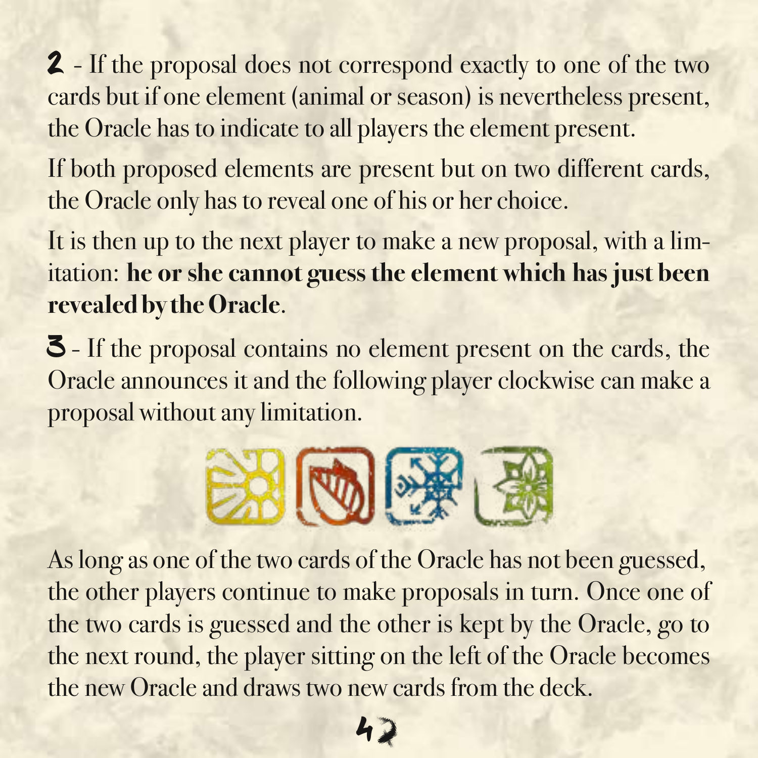2 - If the proposal does not correspond exactly to one of the two cards but if one element (animal or season) is nevertheless present, the Oracle has to indicate to all players the element present.

If both proposed elements are present but on two different cards, the Oracle only has to reveal one of his or her choice.

It is then up to the next player to make a new proposal, with a limitation: **he or she cannot guess the element which has just been revealed by the Oracle**.

3 - If the proposal contains no element present on the cards, the Oracle announces it and the following player clockwise can make a proposal without any limitation.

As long as one of the two cards of the Oracle has not been guessed, the other players continue to make proposals in turn. Once one of the two cards is guessed and the other is kept by the Oracle, go to the next round, the player sitting on the left of the Oracle becomes the new Oracle and draws two new cards from the deck.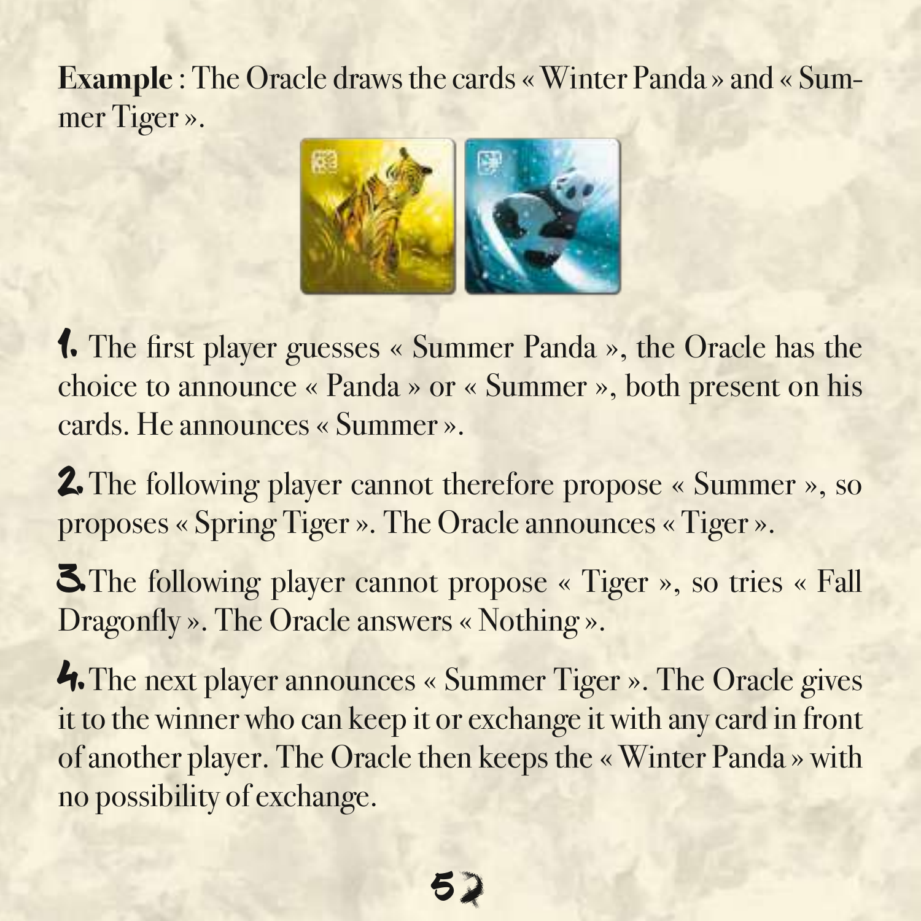**Example** : The Oracle draws the cards « Winter Panda » and « Summer Tiger ».

1. The first player guesses « Summer Panda », the Oracle has the choice to announce « Panda » or « Summer », both present on his cards. He announces « Summer ».

2. The following player cannot therefore propose « Summer », so proposes « Spring Tiger ». The Oracle announces « Tiger ».

3. The following player cannot propose « Tiger », so tries « Fall Dragonfly ». The Oracle answers « Nothing ».

4. The next player announces « Summer Tiger ». The Oracle gives it to the winner who can keep it or exchange it with any card in front of another player. The Oracle then keeps the « Winter Panda » with no possibility of exchange.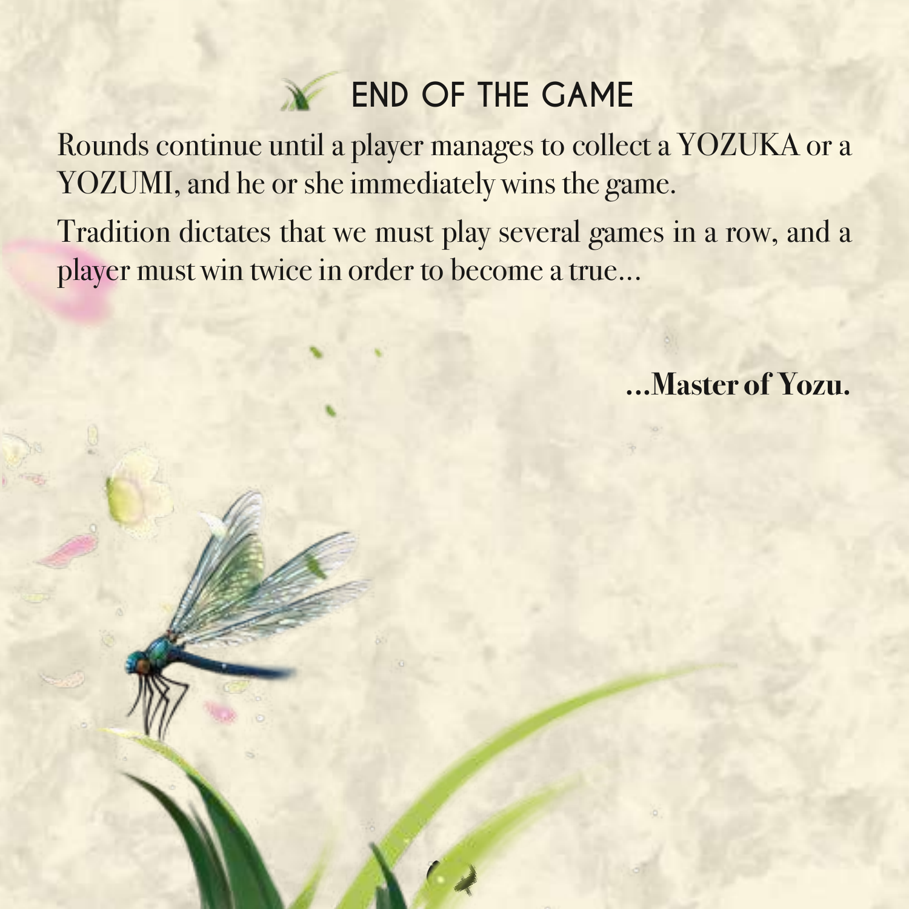## END OF THE GAME

Rounds continue until a player manages to collect a YOZUKA or a YOZUMI, and he or she immediately wins the game.

Tradition dictates that we must play several games in a row, and a player must win twice in order to become a true…

**…Master of Yozu.**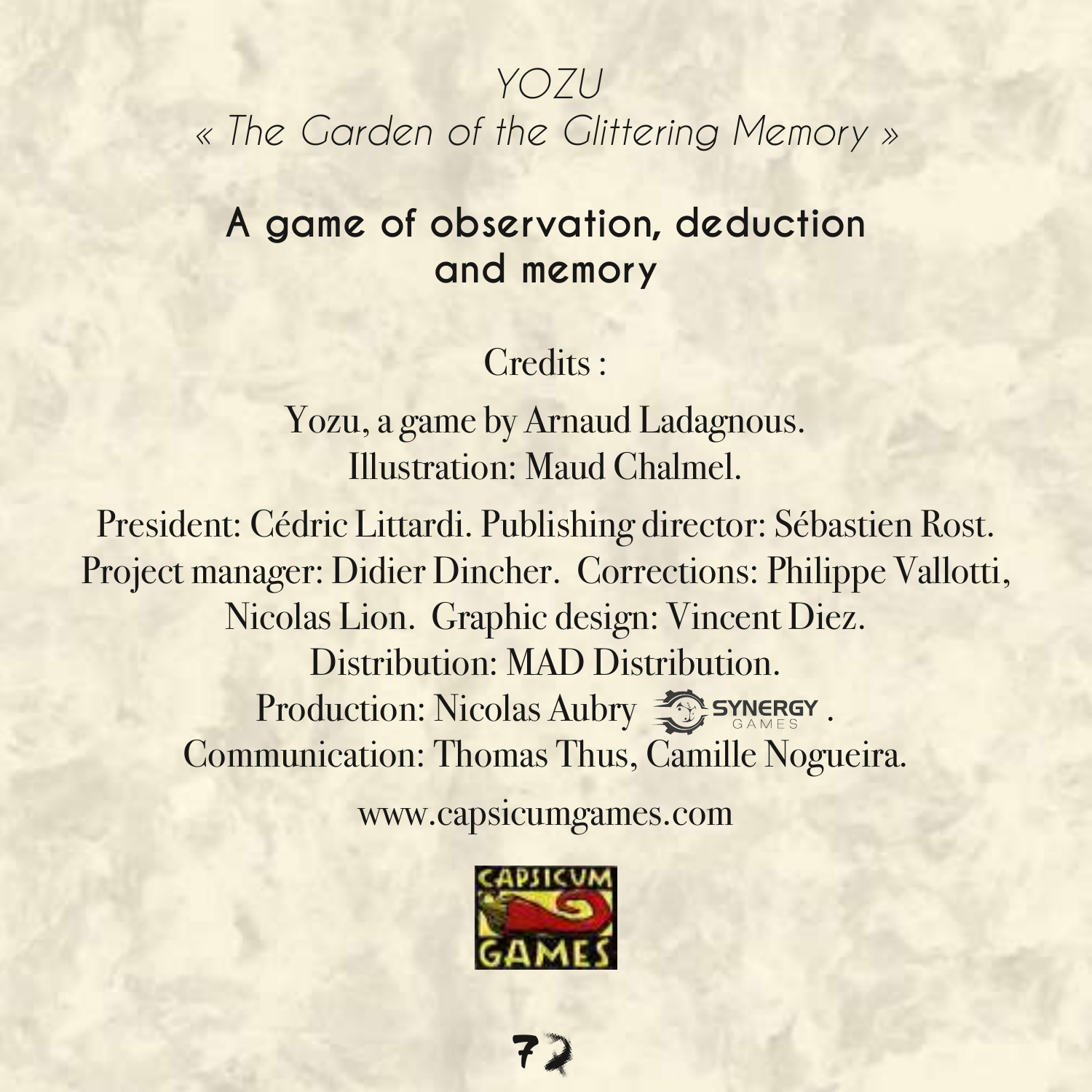*YOZU*

*« The Garden of the Glittering Memory »*

## A game of observation, deduction and memory

Credits :

Yozu, a game by Arnaud Ladagnous.
Illustration: Maud Chalmel.

President: Cédric Littardi. Publishing director: Sébastien Rost. Project manager: Didier Dincher. Corrections: Philippe Vallotti, Nicolas Lion. Graphic design: Vincent Diez.
Distribution: MAD Distribution.
Production: Nicolas Aubry SYNERGY GAMES.
Communication: Thomas Thus, Camille Nogueira.

www.capsicumgames.com

CAPSICUM GAMES